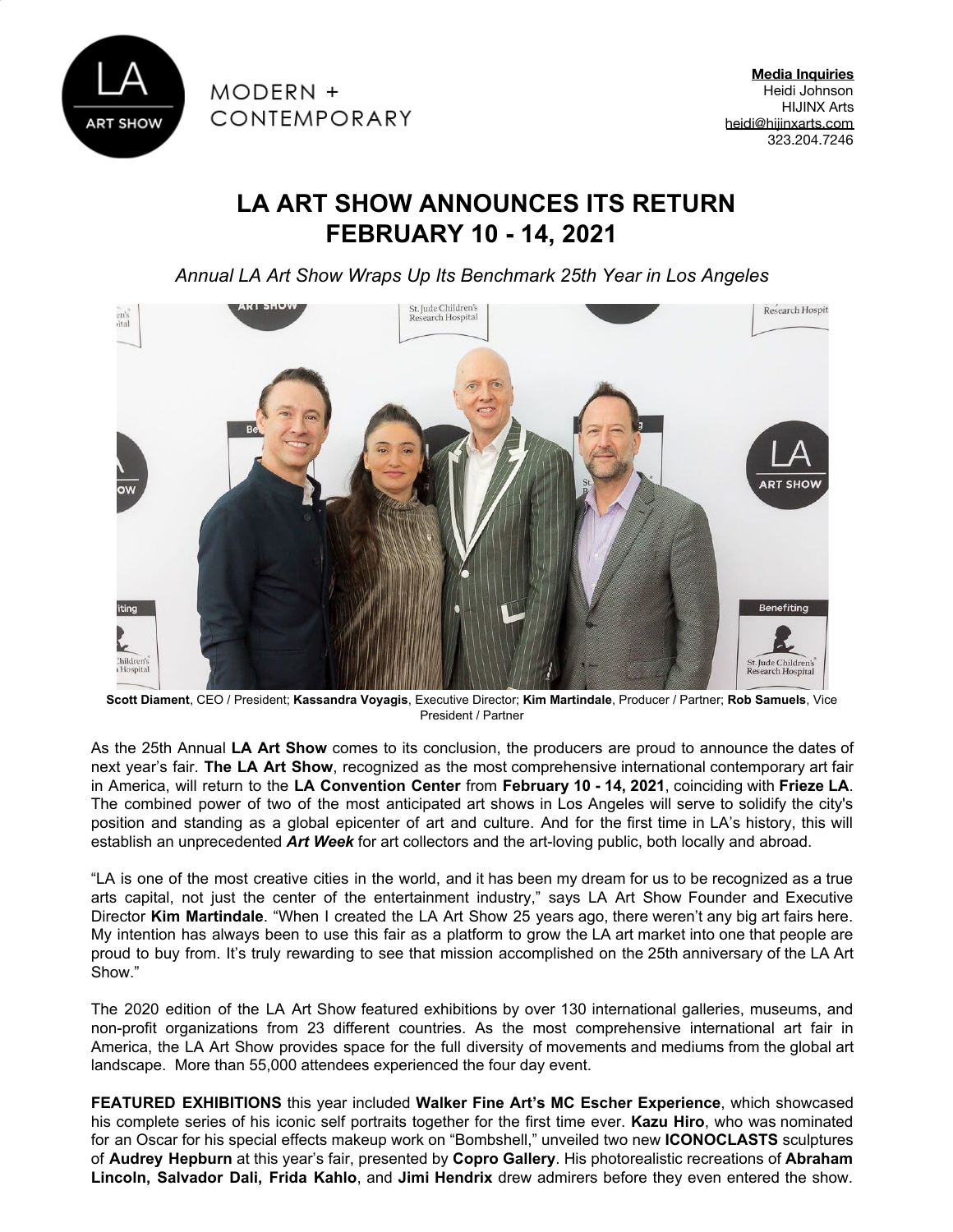LA ART SHOW

MODERN + CONTEMPORARY

**Media Inquiries**
Heidi Johnson
HIJINX Arts
heidi@hijinxarts.com
323.204.7246

# LA ART SHOW ANNOUNCES ITS RETURN FEBRUARY 10 - 14, 2021

*Annual LA Art Show Wraps Up Its Benchmark 25th Year in Los Angeles*

**Scott Diament**, CEO / President; **Kassandra Voyagis**, Executive Director; **Kim Martindale**, Producer / Partner; **Rob Samuels**, Vice President / Partner

As the 25th Annual **LA Art Show** comes to its conclusion, the producers are proud to announce the dates of next year's fair. **The LA Art Show**, recognized as the most comprehensive international contemporary art fair in America, will return to the **LA Convention Center** from **February 10 - 14, 2021**, coinciding with **Frieze LA**. The combined power of two of the most anticipated art shows in Los Angeles will serve to solidify the city's position and standing as a global epicenter of art and culture. And for the first time in LA's history, this will establish an unprecedented ***Art Week*** for art collectors and the art-loving public, both locally and abroad.

"LA is one of the most creative cities in the world, and it has been my dream for us to be recognized as a true arts capital, not just the center of the entertainment industry," says LA Art Show Founder and Executive Director **Kim Martindale**. "When I created the LA Art Show 25 years ago, there weren't any big art fairs here. My intention has always been to use this fair as a platform to grow the LA art market into one that people are proud to buy from. It's truly rewarding to see that mission accomplished on the 25th anniversary of the LA Art Show."

The 2020 edition of the LA Art Show featured exhibitions by over 130 international galleries, museums, and non-profit organizations from 23 different countries. As the most comprehensive international art fair in America, the LA Art Show provides space for the full diversity of movements and mediums from the global art landscape. More than 55,000 attendees experienced the four day event.

**FEATURED EXHIBITIONS** this year included **Walker Fine Art's MC Escher Experience**, which showcased his complete series of his iconic self portraits together for the first time ever. **Kazu Hiro**, who was nominated for an Oscar for his special effects makeup work on "Bombshell," unveiled two new **ICONOCLASTS** sculptures of **Audrey Hepburn** at this year's fair, presented by **Copro Gallery**. His photorealistic recreations of **Abraham Lincoln, Salvador Dali, Frida Kahlo**, and **Jimi Hendrix** drew admirers before they even entered the show.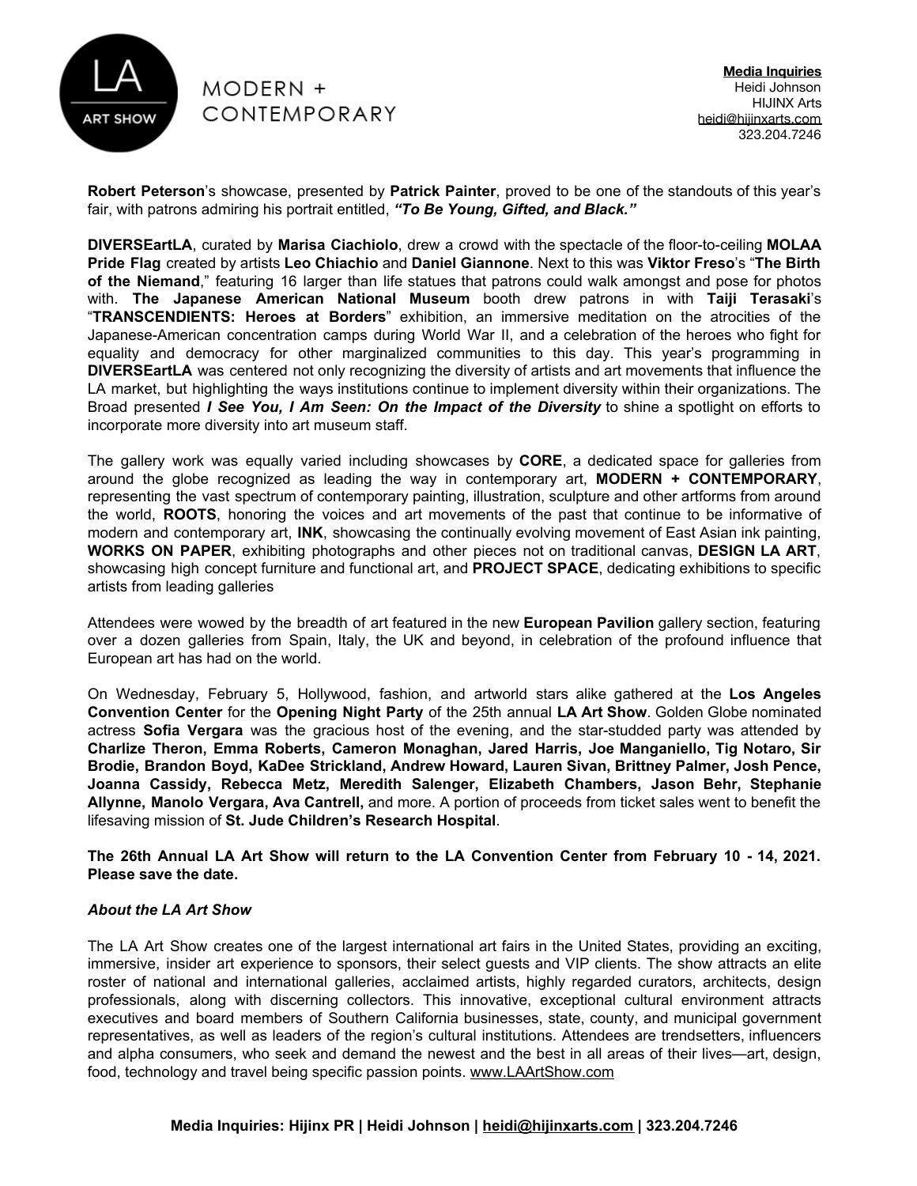**Robert Peterson**'s showcase, presented by **Patrick Painter**, proved to be one of the standouts of this year's fair, with patrons admiring his portrait entitled, ***"To Be Young, Gifted, and Black."***

**DIVERSEartLA**, curated by **Marisa Ciachiolo**, drew a crowd with the spectacle of the floor-to-ceiling **MOLAA Pride Flag** created by artists **Leo Chiachio** and **Daniel Giannone**. Next to this was **Viktor Freso**'s "**The Birth of the Niemand**," featuring 16 larger than life statues that patrons could walk amongst and pose for photos with. **The Japanese American National Museum** booth drew patrons in with **Taiji Terasaki**'s "**TRANSCENDIENTS: Heroes at Borders**" exhibition, an immersive meditation on the atrocities of the Japanese-American concentration camps during World War II, and a celebration of the heroes who fight for equality and democracy for other marginalized communities to this day. This year's programming in **DIVERSEartLA** was centered not only recognizing the diversity of artists and art movements that influence the LA market, but highlighting the ways institutions continue to implement diversity within their organizations. The Broad presented ***I See You, I Am Seen: On the Impact of the Diversity*** to shine a spotlight on efforts to incorporate more diversity into art museum staff.

The gallery work was equally varied including showcases by **CORE**, a dedicated space for galleries from around the globe recognized as leading the way in contemporary art, **MODERN + CONTEMPORARY**, representing the vast spectrum of contemporary painting, illustration, sculpture and other artforms from around the world, **ROOTS**, honoring the voices and art movements of the past that continue to be informative of modern and contemporary art, **INK**, showcasing the continually evolving movement of East Asian ink painting, **WORKS ON PAPER**, exhibiting photographs and other pieces not on traditional canvas, **DESIGN LA ART**, showcasing high concept furniture and functional art, and **PROJECT SPACE**, dedicating exhibitions to specific artists from leading galleries

Attendees were wowed by the breadth of art featured in the new **European Pavilion** gallery section, featuring over a dozen galleries from Spain, Italy, the UK and beyond, in celebration of the profound influence that European art has had on the world.

On Wednesday, February 5, Hollywood, fashion, and artworld stars alike gathered at the **Los Angeles Convention Center** for the **Opening Night Party** of the 25th annual **LA Art Show**. Golden Globe nominated actress **Sofia Vergara** was the gracious host of the evening, and the star-studded party was attended by **Charlize Theron, Emma Roberts, Cameron Monaghan, Jared Harris, Joe Manganiello, Tig Notaro, Sir Brodie, Brandon Boyd, KaDee Strickland, Andrew Howard, Lauren Sivan, Brittney Palmer, Josh Pence, Joanna Cassidy, Rebecca Metz, Meredith Salenger, Elizabeth Chambers, Jason Behr, Stephanie Allynne, Manolo Vergara, Ava Cantrell,** and more. A portion of proceeds from ticket sales went to benefit the lifesaving mission of **St. Jude Children's Research Hospital**.

**The 26th Annual LA Art Show will return to the LA Convention Center from February 10 - 14, 2021. Please save the date.**

***About the LA Art Show***

The LA Art Show creates one of the largest international art fairs in the United States, providing an exciting, immersive, insider art experience to sponsors, their select guests and VIP clients. The show attracts an elite roster of national and international galleries, acclaimed artists, highly regarded curators, architects, design professionals, along with discerning collectors. This innovative, exceptional cultural environment attracts executives and board members of Southern California businesses, state, county, and municipal government representatives, as well as leaders of the region's cultural institutions. Attendees are trendsetters, influencers and alpha consumers, who seek and demand the newest and the best in all areas of their lives—art, design, food, technology and travel being specific passion points. www.LAArtShow.com